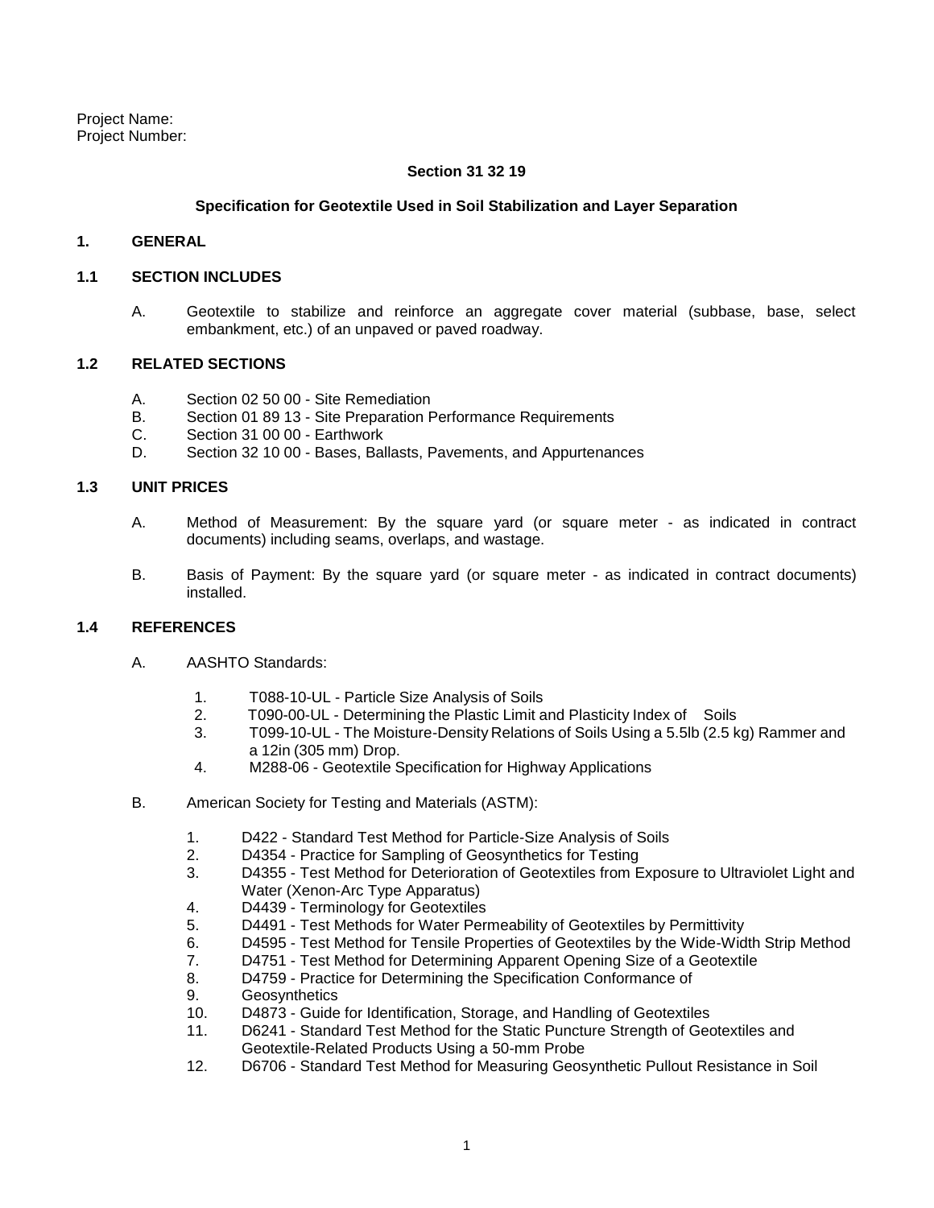Project Name:
Project Number:

**Section 31 32 19**

**Specification for Geotextile Used in Soil Stabilization and Layer Separation**

## 1. GENERAL

### 1.1 SECTION INCLUDES

A. Geotextile to stabilize and reinforce an aggregate cover material (subbase, base, select embankment, etc.) of an unpaved or paved roadway.

### 1.2 RELATED SECTIONS

A. Section 02 50 00 - Site Remediation
B. Section 01 89 13 - Site Preparation Performance Requirements
C. Section 31 00 00 - Earthwork
D. Section 32 10 00 - Bases, Ballasts, Pavements, and Appurtenances

### 1.3 UNIT PRICES

A. Method of Measurement: By the square yard (or square meter - as indicated in contract documents) including seams, overlaps, and wastage.

B. Basis of Payment: By the square yard (or square meter - as indicated in contract documents) installed.

### 1.4 REFERENCES

A. AASHTO Standards:

1. T088-10-UL - Particle Size Analysis of Soils
2. T090-00-UL - Determining the Plastic Limit and Plasticity Index of Soils
3. T099-10-UL - The Moisture-Density Relations of Soils Using a 5.5lb (2.5 kg) Rammer and a 12in (305 mm) Drop.
4. M288-06 - Geotextile Specification for Highway Applications

B. American Society for Testing and Materials (ASTM):

1. D422 - Standard Test Method for Particle-Size Analysis of Soils
2. D4354 - Practice for Sampling of Geosynthetics for Testing
3. D4355 - Test Method for Deterioration of Geotextiles from Exposure to Ultraviolet Light and Water (Xenon-Arc Type Apparatus)
4. D4439 - Terminology for Geotextiles
5. D4491 - Test Methods for Water Permeability of Geotextiles by Permittivity
6. D4595 - Test Method for Tensile Properties of Geotextiles by the Wide-Width Strip Method
7. D4751 - Test Method for Determining Apparent Opening Size of a Geotextile
8. D4759 - Practice for Determining the Specification Conformance of
9. Geosynthetics
10. D4873 - Guide for Identification, Storage, and Handling of Geotextiles
11. D6241 - Standard Test Method for the Static Puncture Strength of Geotextiles and Geotextile-Related Products Using a 50-mm Probe
12. D6706 - Standard Test Method for Measuring Geosynthetic Pullout Resistance in Soil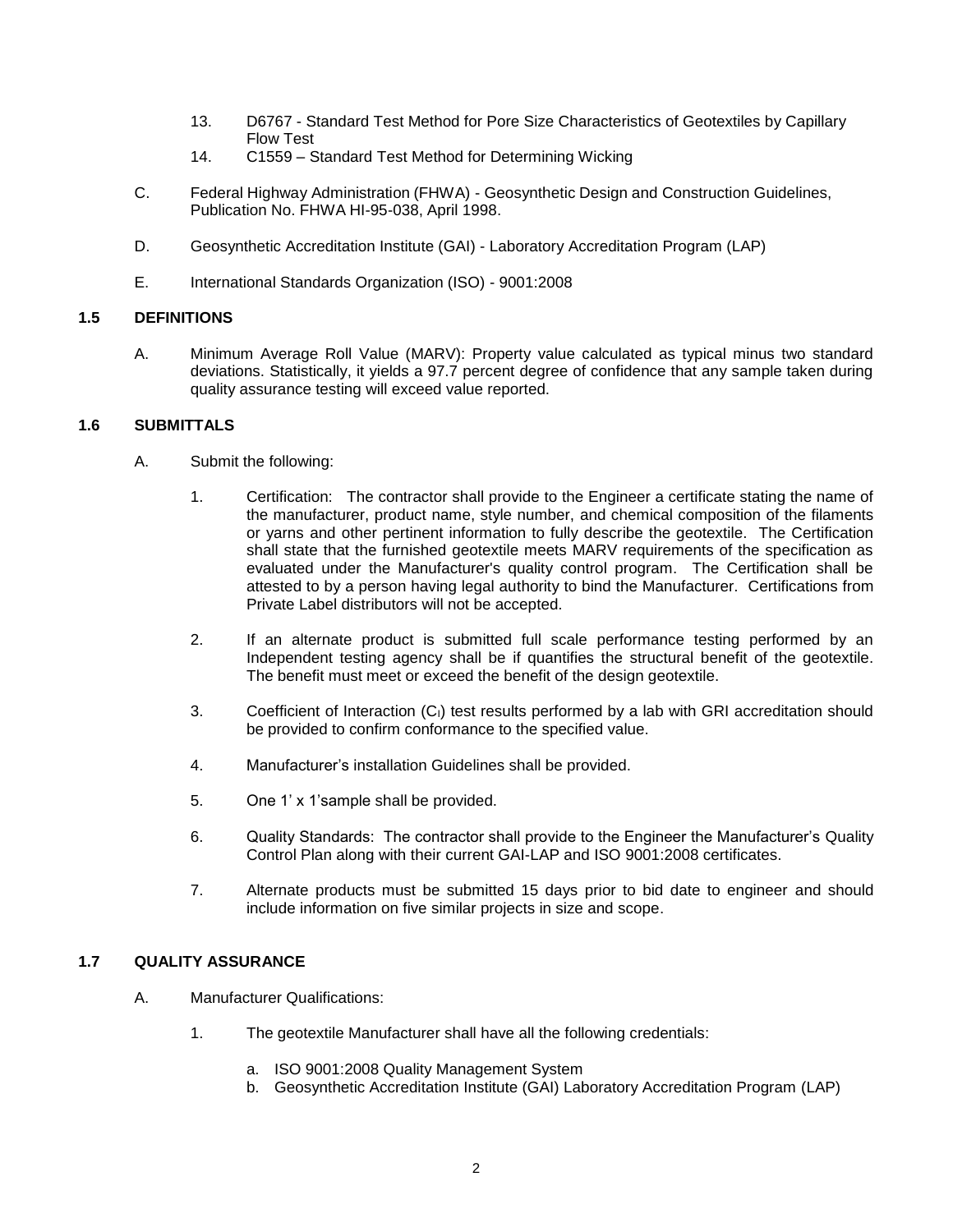13. D6767 - Standard Test Method for Pore Size Characteristics of Geotextiles by Capillary Flow Test
14. C1559 – Standard Test Method for Determining Wicking

C. Federal Highway Administration (FHWA) - Geosynthetic Design and Construction Guidelines, Publication No. FHWA HI-95-038, April 1998.

D. Geosynthetic Accreditation Institute (GAI) - Laboratory Accreditation Program (LAP)

E. International Standards Organization (ISO) - 9001:2008

### 1.5 DEFINITIONS

A. Minimum Average Roll Value (MARV): Property value calculated as typical minus two standard deviations. Statistically, it yields a 97.7 percent degree of confidence that any sample taken during quality assurance testing will exceed value reported.

### 1.6 SUBMITTALS

A. Submit the following:

1. Certification: The contractor shall provide to the Engineer a certificate stating the name of the manufacturer, product name, style number, and chemical composition of the filaments or yarns and other pertinent information to fully describe the geotextile. The Certification shall state that the furnished geotextile meets MARV requirements of the specification as evaluated under the Manufacturer's quality control program. The Certification shall be attested to by a person having legal authority to bind the Manufacturer. Certifications from Private Label distributors will not be accepted.

2. If an alternate product is submitted full scale performance testing performed by an Independent testing agency shall be if quantifies the structural benefit of the geotextile. The benefit must meet or exceed the benefit of the design geotextile.

3. Coefficient of Interaction ($C_I$) test results performed by a lab with GRI accreditation should be provided to confirm conformance to the specified value.

4. Manufacturer's installation Guidelines shall be provided.

5. One 1' x 1'sample shall be provided.

6. Quality Standards: The contractor shall provide to the Engineer the Manufacturer's Quality Control Plan along with their current GAI-LAP and ISO 9001:2008 certificates.

7. Alternate products must be submitted 15 days prior to bid date to engineer and should include information on five similar projects in size and scope.

### 1.7 QUALITY ASSURANCE

A. Manufacturer Qualifications:

1. The geotextile Manufacturer shall have all the following credentials:

   a. ISO 9001:2008 Quality Management System
   b. Geosynthetic Accreditation Institute (GAI) Laboratory Accreditation Program (LAP)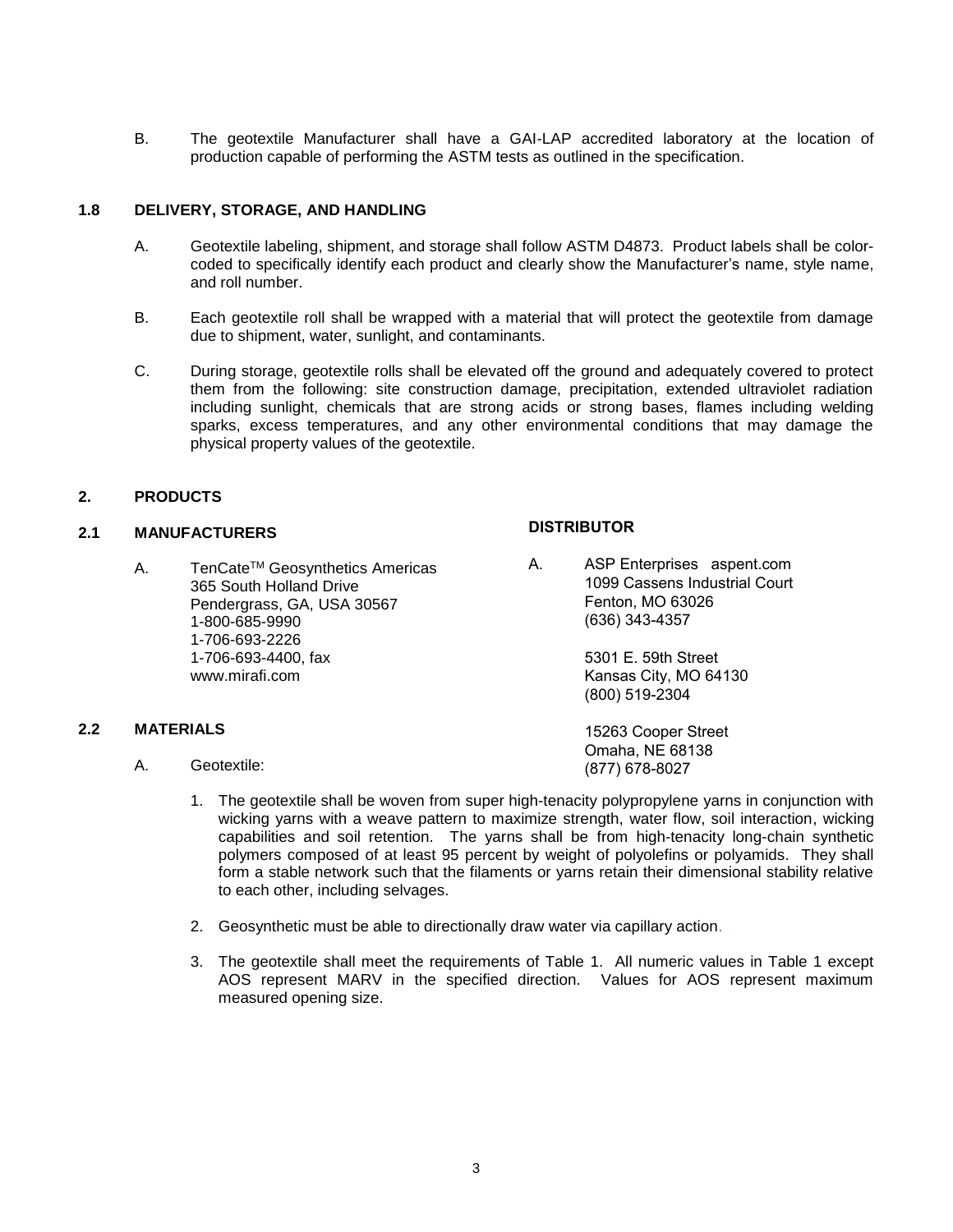B. The geotextile Manufacturer shall have a GAI-LAP accredited laboratory at the location of production capable of performing the ASTM tests as outlined in the specification.

### 1.8 DELIVERY, STORAGE, AND HANDLING

A. Geotextile labeling, shipment, and storage shall follow ASTM D4873. Product labels shall be color-coded to specifically identify each product and clearly show the Manufacturer's name, style name, and roll number.

B. Each geotextile roll shall be wrapped with a material that will protect the geotextile from damage due to shipment, water, sunlight, and contaminants.

C. During storage, geotextile rolls shall be elevated off the ground and adequately covered to protect them from the following: site construction damage, precipitation, extended ultraviolet radiation including sunlight, chemicals that are strong acids or strong bases, flames including welding sparks, excess temperatures, and any other environmental conditions that may damage the physical property values of the geotextile.

## 2. PRODUCTS

### 2.1 MANUFACTURERS

A. TenCate™ Geosynthetics Americas
365 South Holland Drive
Pendergrass, GA, USA 30567
1-800-685-9990
1-706-693-2226
1-706-693-4400, fax
www.mirafi.com

### DISTRIBUTOR

A. ASP Enterprises aspent.com
1099 Cassens Industrial Court
Fenton, MO 63026
(636) 343-4357

5301 E. 59th Street
Kansas City, MO 64130
(800) 519-2304

15263 Cooper Street
Omaha, NE 68138
(877) 678-8027

### 2.2 MATERIALS

A. Geotextile:

1. The geotextile shall be woven from super high-tenacity polypropylene yarns in conjunction with wicking yarns with a weave pattern to maximize strength, water flow, soil interaction, wicking capabilities and soil retention. The yarns shall be from high-tenacity long-chain synthetic polymers composed of at least 95 percent by weight of polyolefins or polyamids. They shall form a stable network such that the filaments or yarns retain their dimensional stability relative to each other, including selvages.

2. Geosynthetic must be able to directionally draw water via capillary action.

3. The geotextile shall meet the requirements of Table 1. All numeric values in Table 1 except AOS represent MARV in the specified direction. Values for AOS represent maximum measured opening size.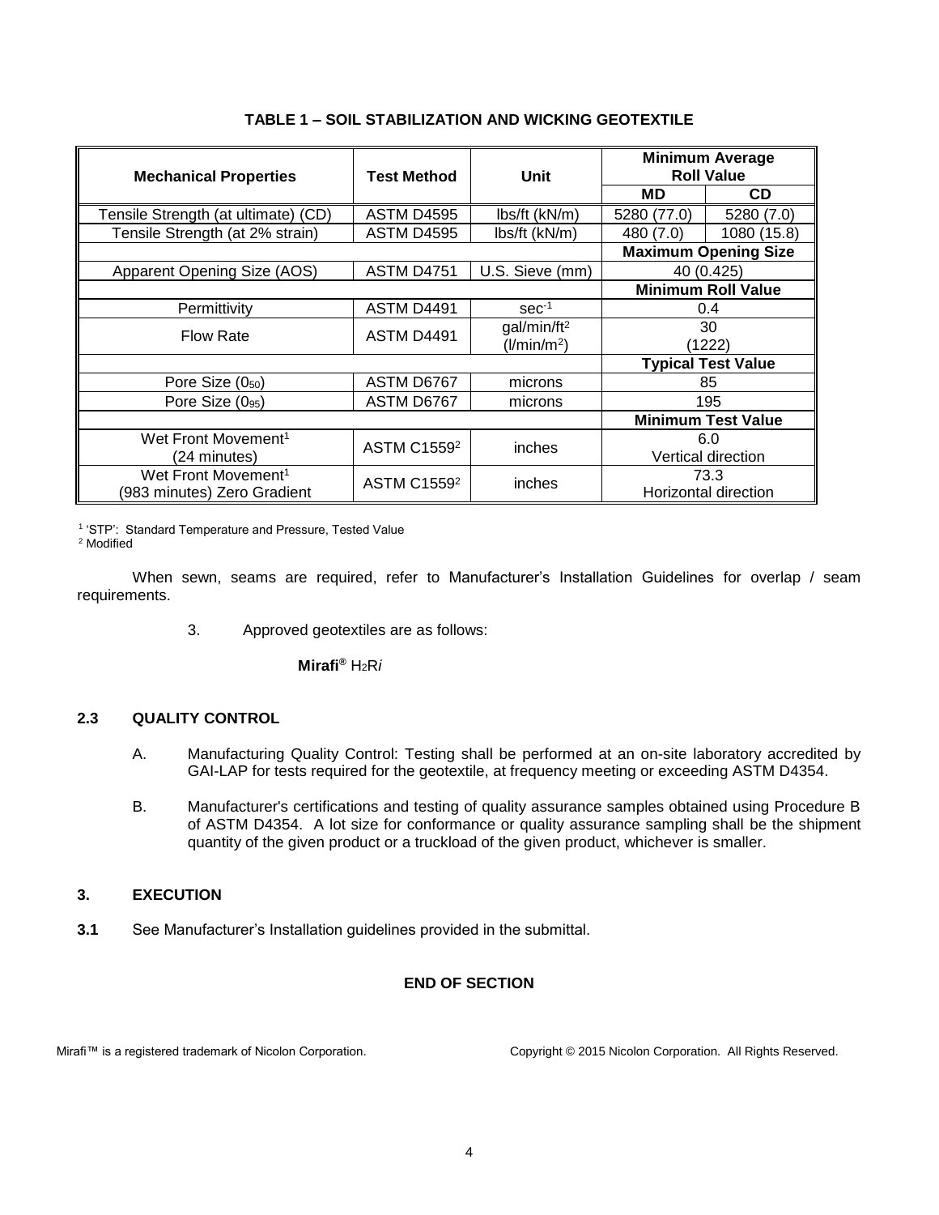**TABLE 1 – SOIL STABILIZATION AND WICKING GEOTEXTILE**

| Mechanical Properties | Test Method | Unit | Minimum Average Roll Value | |
|---|---|---|---|---|
| | | | MD | CD |
| Tensile Strength (at ultimate) (CD) | ASTM D4595 | lbs/ft (kN/m) | 5280 (77.0) | 5280 (7.0) |
| Tensile Strength (at 2% strain) | ASTM D4595 | lbs/ft (kN/m) | 480 (7.0) | 1080 (15.8) |
| | | | **Maximum Opening Size** | |
| Apparent Opening Size (AOS) | ASTM D4751 | U.S. Sieve (mm) | 40 (0.425) | |
| | | | **Minimum Roll Value** | |
| Permittivity | ASTM D4491 | $sec^{-1}$ | 0.4 | |
| Flow Rate | ASTM D4491 | $gal/min/ft^2$ ($l/min/m^2$) | 30 (1222) | |
| | | | **Typical Test Value** | |
| Pore Size ($0_{50}$) | ASTM D6767 | microns | 85 | |
| Pore Size ($0_{95}$) | ASTM D6767 | microns | 195 | |
| | | | **Minimum Test Value** | |
| Wet Front Movement[1] (24 minutes) | ASTM C1559[2] | inches | 6.0 Vertical direction | |
| Wet Front Movement[1] (983 minutes) Zero Gradient | ASTM C1559[2] | inches | 73.3 Horizontal direction | |

[1] 'STP': Standard Temperature and Pressure, Tested Value
[2] Modified

When sewn, seams are required, refer to Manufacturer's Installation Guidelines for overlap / seam requirements.

3. Approved geotextiles are as follows:

**Mirafi®** $H_2R$*i*

### 2.3 QUALITY CONTROL

A. Manufacturing Quality Control: Testing shall be performed at an on-site laboratory accredited by GAI-LAP for tests required for the geotextile, at frequency meeting or exceeding ASTM D4354.

B. Manufacturer's certifications and testing of quality assurance samples obtained using Procedure B of ASTM D4354. A lot size for conformance or quality assurance sampling shall be the shipment quantity of the given product or a truckload of the given product, whichever is smaller.

## 3. EXECUTION

**3.1** See Manufacturer's Installation guidelines provided in the submittal.

**END OF SECTION**

Mirafi™ is a registered trademark of Nicolon Corporation. Copyright © 2015 Nicolon Corporation. All Rights Reserved.